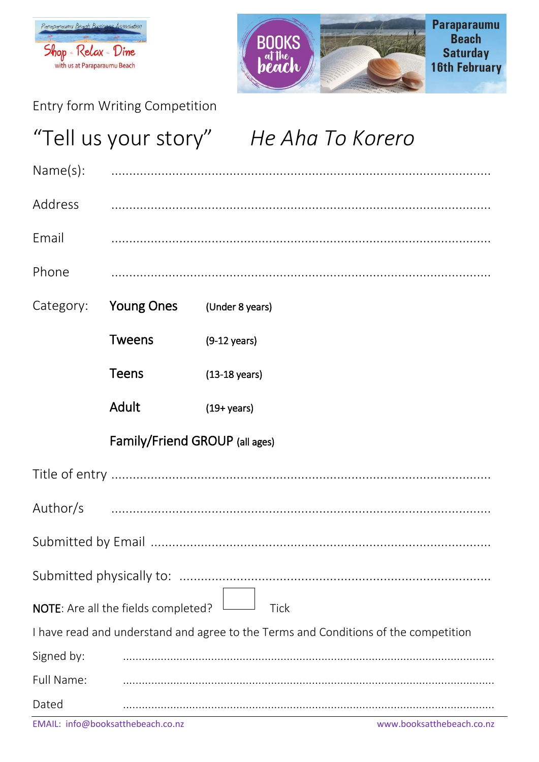Paraparaumu Beach Business Association

Shop · Relax · Dine

with us at Paraparaumu Beach

BOOKS at the beach

Paraparaumu Beach Saturday 16th February

Entry form Writing Competition

# "Tell us your story" *He Aha To Korero*

Name(s): ..........................................................................................

Address ..........................................................................................

Email ..........................................................................................

Phone ..........................................................................................

Category: **Young Ones** (Under 8 years)

**Tweens** (9-12 years)

**Teens** (13-18 years)

**Adult** (19+ years)

**Family/Friend GROUP** (all ages)

Title of entry ..........................................................................................

Author/s ..........................................................................................

Submitted by Email ..........................................................................................

Submitted physically to: ..........................................................................................

**NOTE**: Are all the fields completed? ☐ Tick

I have read and understand and agree to the Terms and Conditions of the competition

Signed by: ..........................................................................................

Full Name: ..........................................................................................

Dated ..........................................................................................

EMAIL: info@booksatthebeach.co.nz www.booksatthebeach.co.nz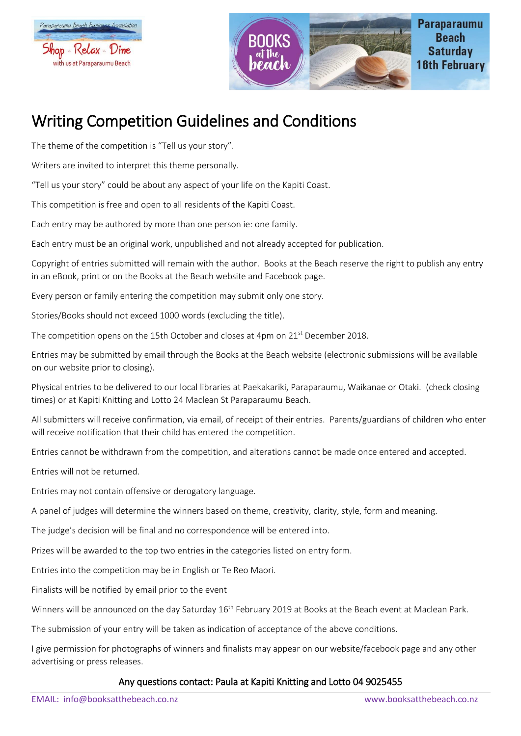Paraparaumu Beach Business Association

Shop · Relax · Dine

with us at Paraparaumu Beach

BOOKS at the beach

Paraparaumu Beach Saturday 16th February

# Writing Competition Guidelines and Conditions

The theme of the competition is "Tell us your story".

Writers are invited to interpret this theme personally.

"Tell us your story" could be about any aspect of your life on the Kapiti Coast.

This competition is free and open to all residents of the Kapiti Coast.

Each entry may be authored by more than one person ie: one family.

Each entry must be an original work, unpublished and not already accepted for publication.

Copyright of entries submitted will remain with the author. Books at the Beach reserve the right to publish any entry in an eBook, print or on the Books at the Beach website and Facebook page.

Every person or family entering the competition may submit only one story.

Stories/Books should not exceed 1000 words (excluding the title).

The competition opens on the 15th October and closes at 4pm on 21st December 2018.

Entries may be submitted by email through the Books at the Beach website (electronic submissions will be available on our website prior to closing).

Physical entries to be delivered to our local libraries at Paekakariki, Paraparaumu, Waikanae or Otaki. (check closing times) or at Kapiti Knitting and Lotto 24 Maclean St Paraparaumu Beach.

All submitters will receive confirmation, via email, of receipt of their entries. Parents/guardians of children who enter will receive notification that their child has entered the competition.

Entries cannot be withdrawn from the competition, and alterations cannot be made once entered and accepted.

Entries will not be returned.

Entries may not contain offensive or derogatory language.

A panel of judges will determine the winners based on theme, creativity, clarity, style, form and meaning.

The judge's decision will be final and no correspondence will be entered into.

Prizes will be awarded to the top two entries in the categories listed on entry form.

Entries into the competition may be in English or Te Reo Maori.

Finalists will be notified by email prior to the event

Winners will be announced on the day Saturday 16th February 2019 at Books at the Beach event at Maclean Park.

The submission of your entry will be taken as indication of acceptance of the above conditions.

I give permission for photographs of winners and finalists may appear on our website/facebook page and any other advertising or press releases.

**Any questions contact: Paula at Kapiti Knitting and Lotto 04 9025455**

EMAIL: info@booksatthebeach.co.nz www.booksatthebeach.co.nz